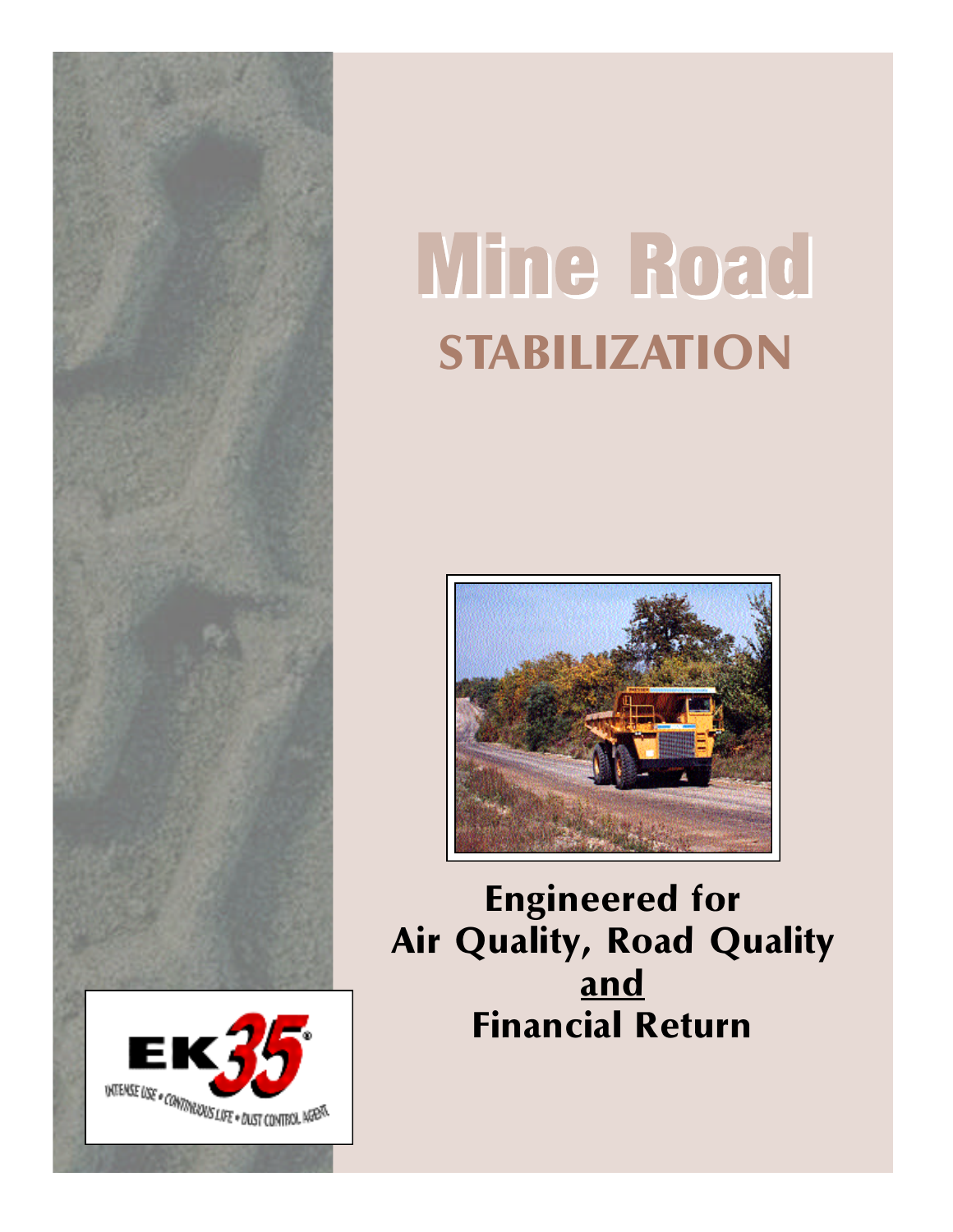# Mine Road

## STABILIZATION

**Engineered for**
**Air Quality, Road Quality**
**<u>and</u>**
**Financial Return**

EK35®
INTENSE USE • CONTINUOUS LIFE • DUST CONTROL AGENT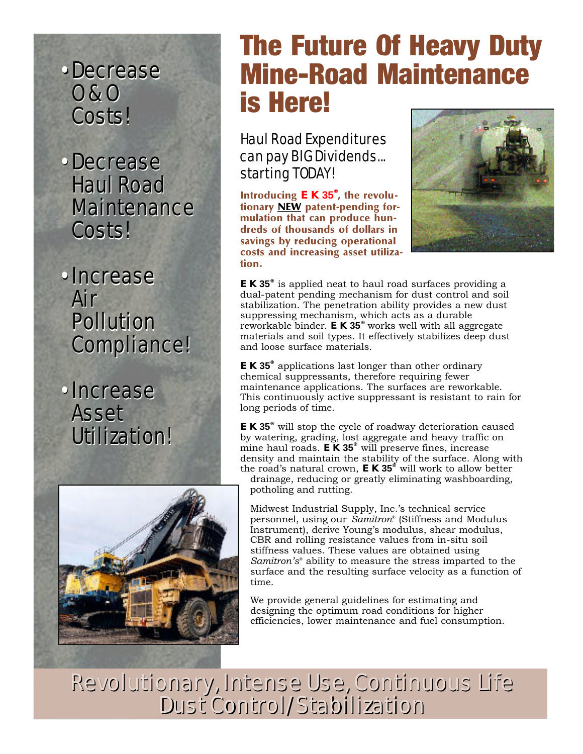- Decrease O&O Costs!
- Decrease Haul Road Maintenance Costs!
- Increase Air Pollution Compliance!
- Increase Asset Utilization!

# The Future Of Heavy Duty Mine-Road Maintenance is Here!

## Haul Road Expenditures can pay BIG Dividends... starting TODAY!

**Introducing E K 35®, the revolutionary NEW patent-pending formulation that can produce hundreds of thousands of dollars in savings by reducing operational costs and increasing asset utilization.**

**E K 35®** is applied neat to haul road surfaces providing a dual-patent pending mechanism for dust control and soil stabilization. The penetration ability provides a new dust suppressing mechanism, which acts as a durable reworkable binder. **E K 35®** works well with all aggregate materials and soil types. It effectively stabilizes deep dust and loose surface materials.

**E K 35®** applications last longer than other ordinary chemical suppressants, therefore requiring fewer maintenance applications. The surfaces are reworkable. This continuously active suppressant is resistant to rain for long periods of time.

**E K 35®** will stop the cycle of roadway deterioration caused by watering, grading, lost aggregate and heavy traffic on mine haul roads. **E K 35®** will preserve fines, increase density and maintain the stability of the surface. Along with the road's natural crown, **E K 35®** will work to allow better drainage, reducing or greatly eliminating washboarding, potholing and rutting.

Midwest Industrial Supply, Inc.'s technical service personnel, using our *Samitron®* (Stiffness and Modulus Instrument), derive Young's modulus, shear modulus, CBR and rolling resistance values from in-situ soil stiffness values. These values are obtained using *Samitron's®* ability to measure the stress imparted to the surface and the resulting surface velocity as a function of time.

We provide general guidelines for estimating and designing the optimum road conditions for higher efficiencies, lower maintenance and fuel consumption.

## Revolutionary, Intense Use, Continuous Life Dust Control/Stabilization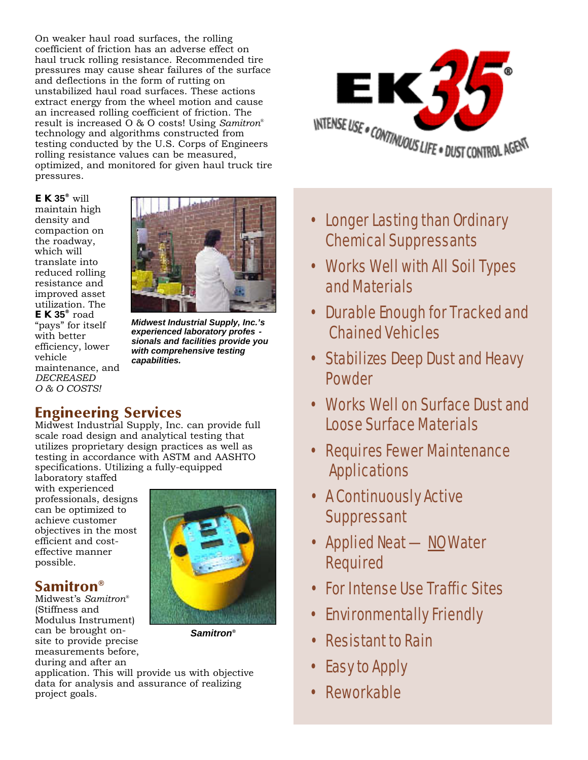On weaker haul road surfaces, the rolling coefficient of friction has an adverse effect on haul truck rolling resistance. Recommended tire pressures may cause shear failures of the surface and deflections in the form of rutting on unstabilized haul road surfaces. These actions extract energy from the wheel motion and cause an increased rolling coefficient of friction. The result is increased O & O costs! Using *Samitron*® technology and algorithms constructed from testing conducted by the U.S. Corps of Engineers rolling resistance values can be measured, optimized, and monitored for given haul truck tire pressures.

**EK 35**® will maintain high density and compaction on the roadway, which will translate into reduced rolling resistance and improved asset utilization. The **EK 35**® road "pays" for itself with better efficiency, lower vehicle maintenance, and *DECREASED O & O COSTS!*

***Midwest Industrial Supply, Inc.'s experienced laboratory professionals and facilities provide you with comprehensive testing capabilities.***

## Engineering Services

Midwest Industrial Supply, Inc. can provide full scale road design and analytical testing that utilizes proprietary design practices as well as testing in accordance with ASTM and AASHTO specifications. Utilizing a fully-equipped laboratory staffed with experienced professionals, designs can be optimized to achieve customer objectives in the most efficient and cost-effective manner possible.

## Samitron®

Midwest's *Samitron*® (Stiffness and Modulus Instrument) can be brought on-site to provide precise measurements before, during and after an application. This will provide us with objective data for analysis and assurance of realizing project goals.

***Samitron®***

**EK 35**®
INTENSE USE • CONTINUOUS LIFE • DUST CONTROL AGENT

- Longer Lasting than Ordinary Chemical Suppressants
- Works Well with All Soil Types and Materials
- Durable Enough for Tracked and Chained Vehicles
- Stabilizes Deep Dust and Heavy Powder
- Works Well on Surface Dust and Loose Surface Materials
- Requires Fewer Maintenance Applications
- A Continuously Active Suppressant
- Applied Neat — NO Water Required
- For Intense Use Traffic Sites
- Environmentally Friendly
- Resistant to Rain
- Easy to Apply
- Reworkable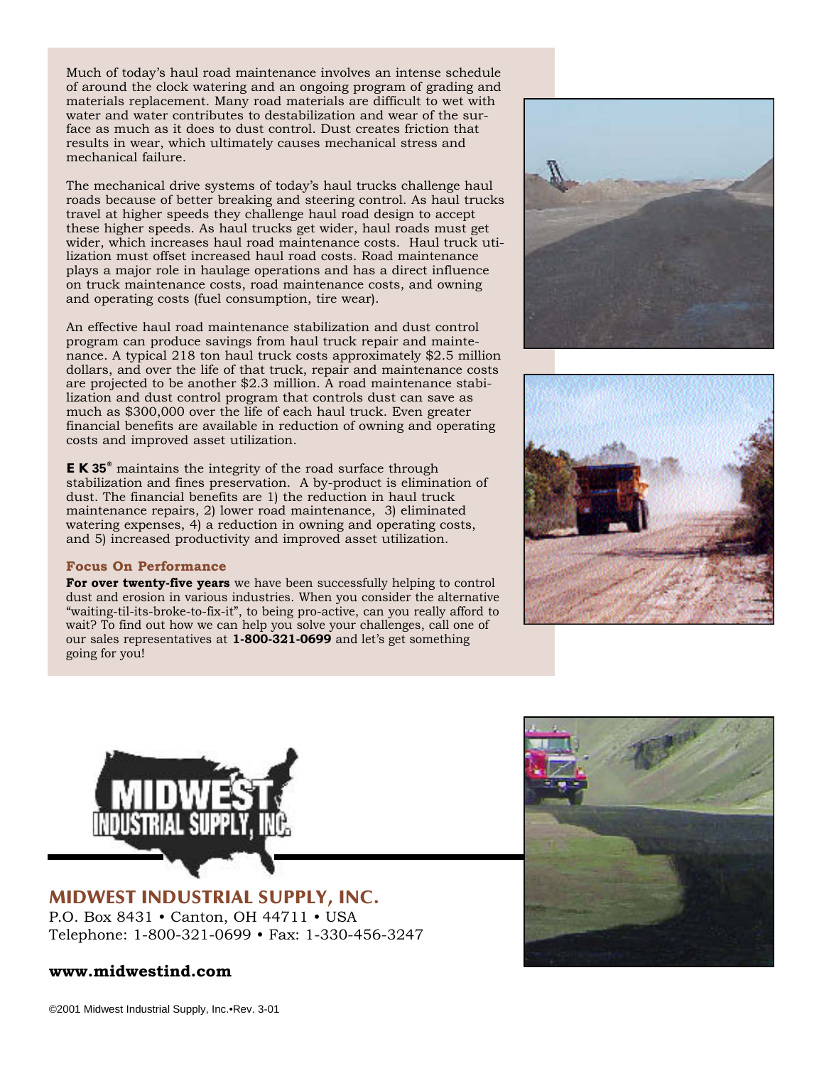Much of today's haul road maintenance involves an intense schedule of around the clock watering and an ongoing program of grading and materials replacement. Many road materials are difficult to wet with water and water contributes to destabilization and wear of the surface as much as it does to dust control. Dust creates friction that results in wear, which ultimately causes mechanical stress and mechanical failure.

The mechanical drive systems of today's haul trucks challenge haul roads because of better breaking and steering control. As haul trucks travel at higher speeds they challenge haul road design to accept these higher speeds. As haul trucks get wider, haul roads must get wider, which increases haul road maintenance costs. Haul truck utilization must offset increased haul road costs. Road maintenance plays a major role in haulage operations and has a direct influence on truck maintenance costs, road maintenance costs, and owning and operating costs (fuel consumption, tire wear).

An effective haul road maintenance stabilization and dust control program can produce savings from haul truck repair and maintenance. A typical 218 ton haul truck costs approximately $2.5 million dollars, and over the life of that truck, repair and maintenance costs are projected to be another $2.3 million. A road maintenance stabilization and dust control program that controls dust can save as much as $300,000 over the life of each haul truck. Even greater financial benefits are available in reduction of owning and operating costs and improved asset utilization.

**E K 35®** maintains the integrity of the road surface through stabilization and fines preservation. A by-product is elimination of dust. The financial benefits are 1) the reduction in haul truck maintenance repairs, 2) lower road maintenance, 3) eliminated watering expenses, 4) a reduction in owning and operating costs, and 5) increased productivity and improved asset utilization.

### Focus On Performance

**For over twenty-five years** we have been successfully helping to control dust and erosion in various industries. When you consider the alternative "waiting-til-its-broke-to-fix-it", to being pro-active, can you really afford to wait? To find out how we can help you solve your challenges, call one of our sales representatives at **1-800-321-0699** and let's get something going for you!

MIDWEST INDUSTRIAL SUPPLY, INC.

## MIDWEST INDUSTRIAL SUPPLY, INC.

P.O. Box 8431 • Canton, OH 44711 • USA
Telephone: 1-800-321-0699 • Fax: 1-330-456-3247

**www.midwestind.com**

©2001 Midwest Industrial Supply, Inc.•Rev. 3-01